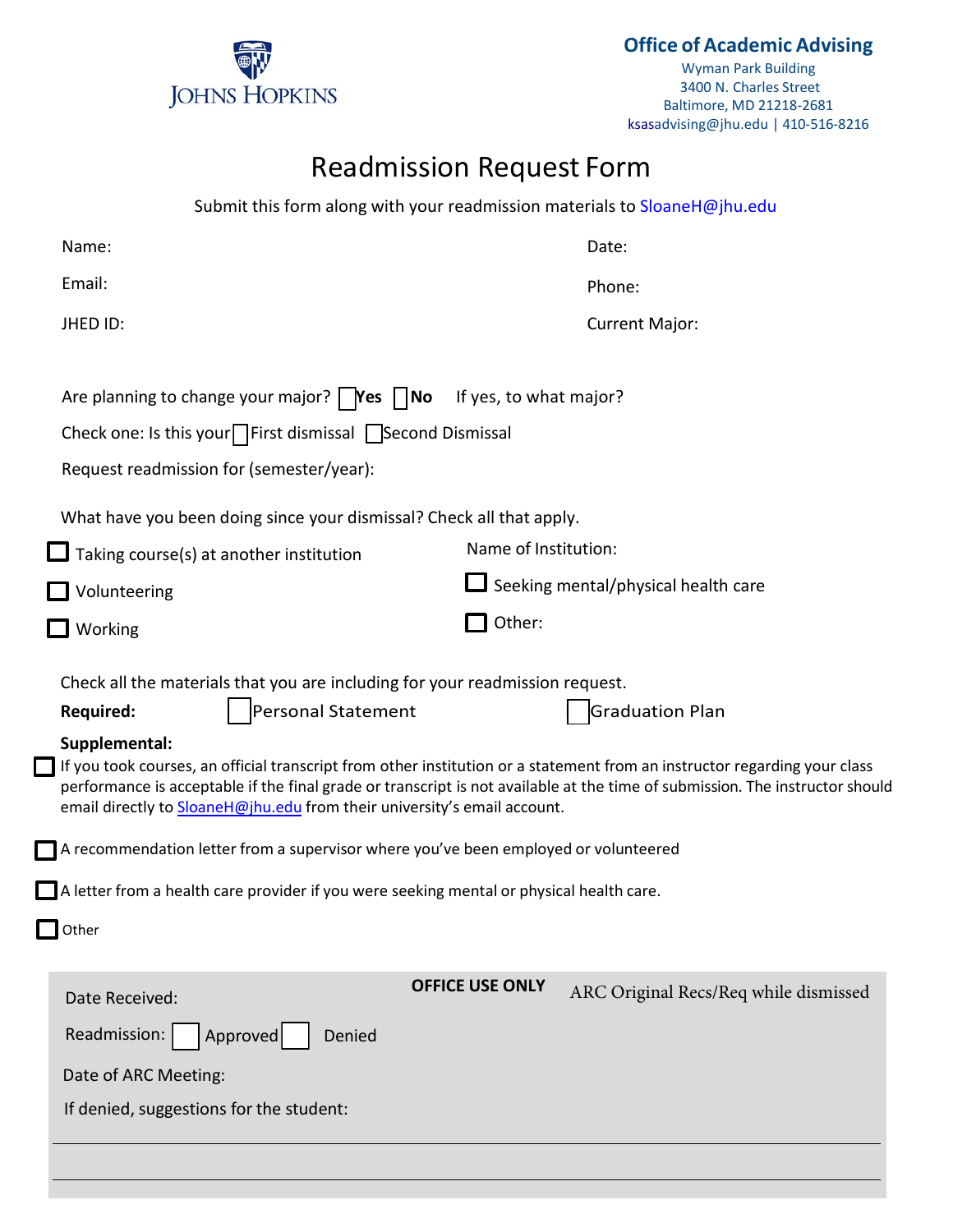JOHNS HOPKINS

**Office of Academic Advising**
Wyman Park Building
3400 N. Charles Street
Baltimore, MD 21218-2681
ksasadvising@jhu.edu | 410-516-8216

# Readmission Request Form

Submit this form along with your readmission materials to SloaneH@jhu.edu

Name:

Date:

Email:

Phone:

JHED ID:

Current Major:

Are planning to change your major? ☐ **Yes** ☐ **No** If yes, to what major?

Check one: Is this your ☐ First dismissal ☐ Second Dismissal

Request readmission for (semester/year):

What have you been doing since your dismissal? Check all that apply.

☐ Taking course(s) at another institution

Name of Institution:

☐ Volunteering

☐ Seeking mental/physical health care

☐ Working

☐ Other:

Check all the materials that you are including for your readmission request.

**Required:** ☐ Personal Statement ☐ Graduation Plan

**Supplemental:**

☐ If you took courses, an official transcript from other institution or a statement from an instructor regarding your class performance is acceptable if the final grade or transcript is not available at the time of submission. The instructor should email directly to SloaneH@jhu.edu from their university's email account.

☐ A recommendation letter from a supervisor where you've been employed or volunteered

☐ A letter from a health care provider if you were seeking mental or physical health care.

☐ Other

**OFFICE USE ONLY**

ARC Original Recs/Req while dismissed

Date Received:

Readmission: ☐ Approved ☐ Denied

Date of ARC Meeting:

If denied, suggestions for the student: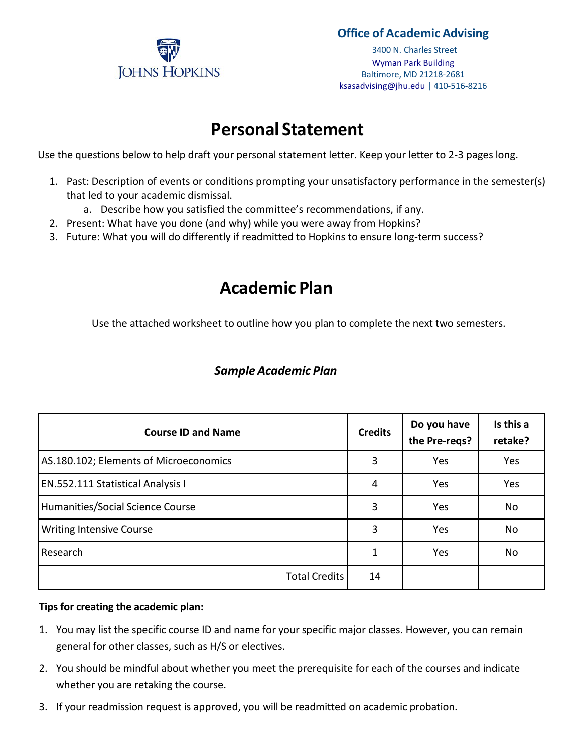JOHNS HOPKINS

**Office of Academic Advising**

3400 N. Charles Street
Wyman Park Building
Baltimore, MD 21218-2681
ksasadvising@jhu.edu | 410-516-8216

# Personal Statement

Use the questions below to help draft your personal statement letter. Keep your letter to 2-3 pages long.

1. Past: Description of events or conditions prompting your unsatisfactory performance in the semester(s) that led to your academic dismissal.
   a. Describe how you satisfied the committee's recommendations, if any.
2. Present: What have you done (and why) while you were away from Hopkins?
3. Future: What you will do differently if readmitted to Hopkins to ensure long-term success?

# Academic Plan

Use the attached worksheet to outline how you plan to complete the next two semesters.

### *Sample Academic Plan*

| Course ID and Name | Credits | Do you have the Pre-reqs? | Is this a retake? |
|---|---|---|---|
| AS.180.102; Elements of Microeconomics | 3 | Yes | Yes |
| EN.552.111 Statistical Analysis I | 4 | Yes | Yes |
| Humanities/Social Science Course | 3 | Yes | No |
| Writing Intensive Course | 3 | Yes | No |
| Research | 1 | Yes | No |
| Total Credits | 14 | | |

**Tips for creating the academic plan:**

1. You may list the specific course ID and name for your specific major classes. However, you can remain general for other classes, such as H/S or electives.
2. You should be mindful about whether you meet the prerequisite for each of the courses and indicate whether you are retaking the course.
3. If your readmission request is approved, you will be readmitted on academic probation.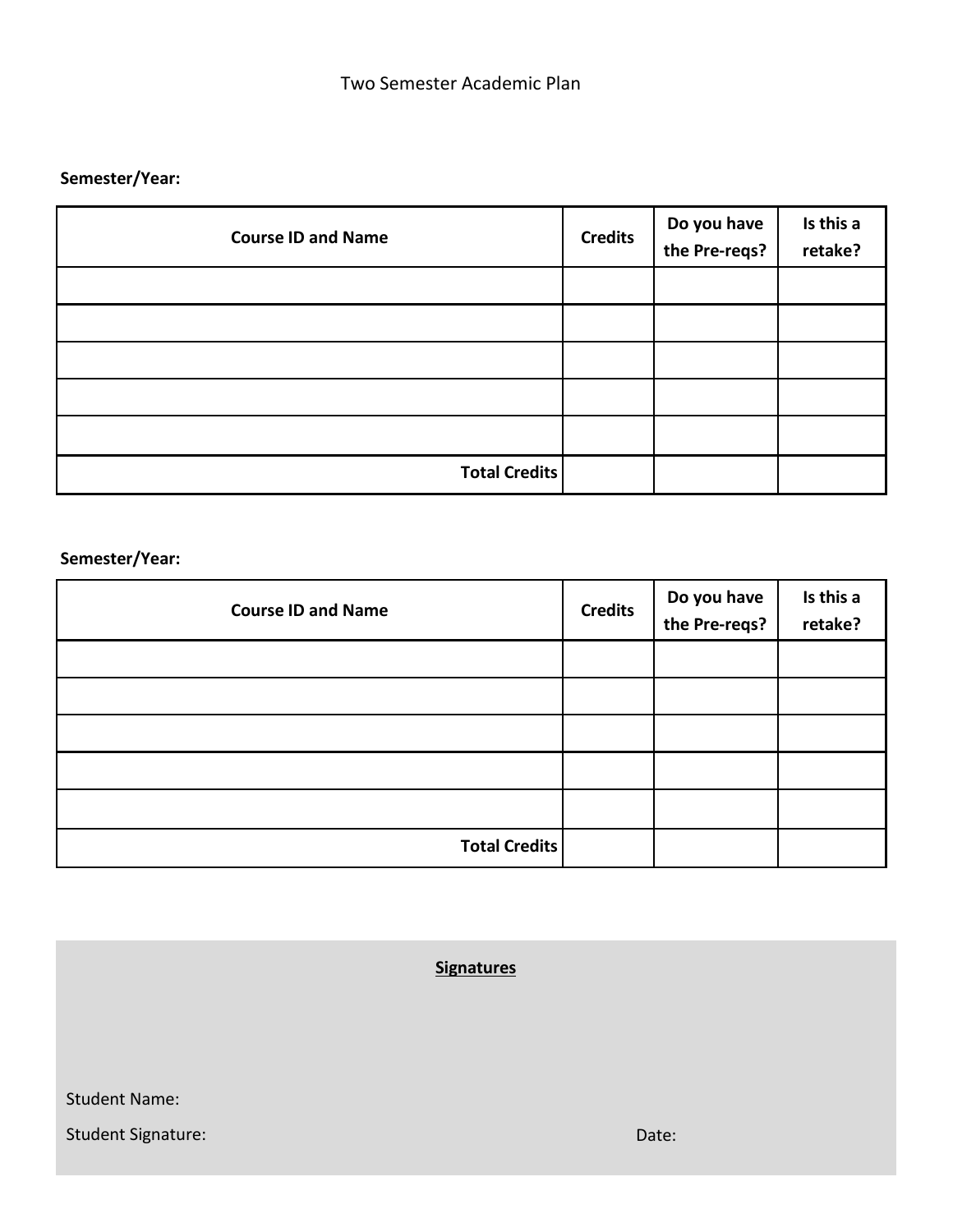# Two Semester Academic Plan

**Semester/Year:**

| Course ID and Name | Credits | Do you have the Pre-reqs? | Is this a retake? |
|---|---|---|---|
| | | | |
| | | | |
| | | | |
| | | | |
| | | | |
| **Total Credits** | | | |

**Semester/Year:**

| Course ID and Name | Credits | Do you have the Pre-reqs? | Is this a retake? |
|---|---|---|---|
| | | | |
| | | | |
| | | | |
| | | | |
| | | | |
| **Total Credits** | | | |

**Signatures**

Student Name:

Student Signature: Date: